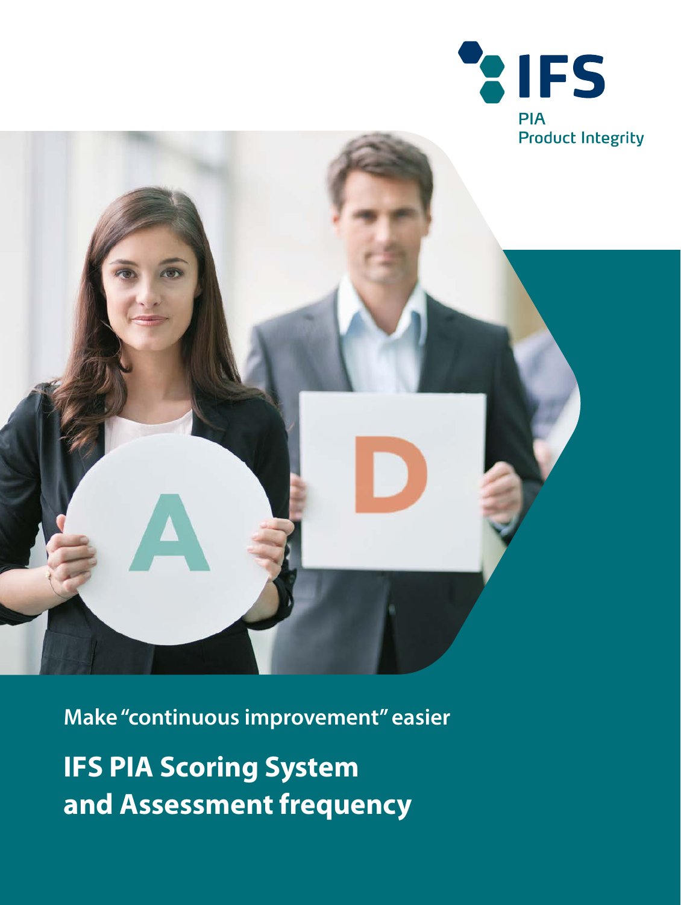IFS

PIA
Product Integrity

Make "continuous improvement" easier

# IFS PIA Scoring System and Assessment frequency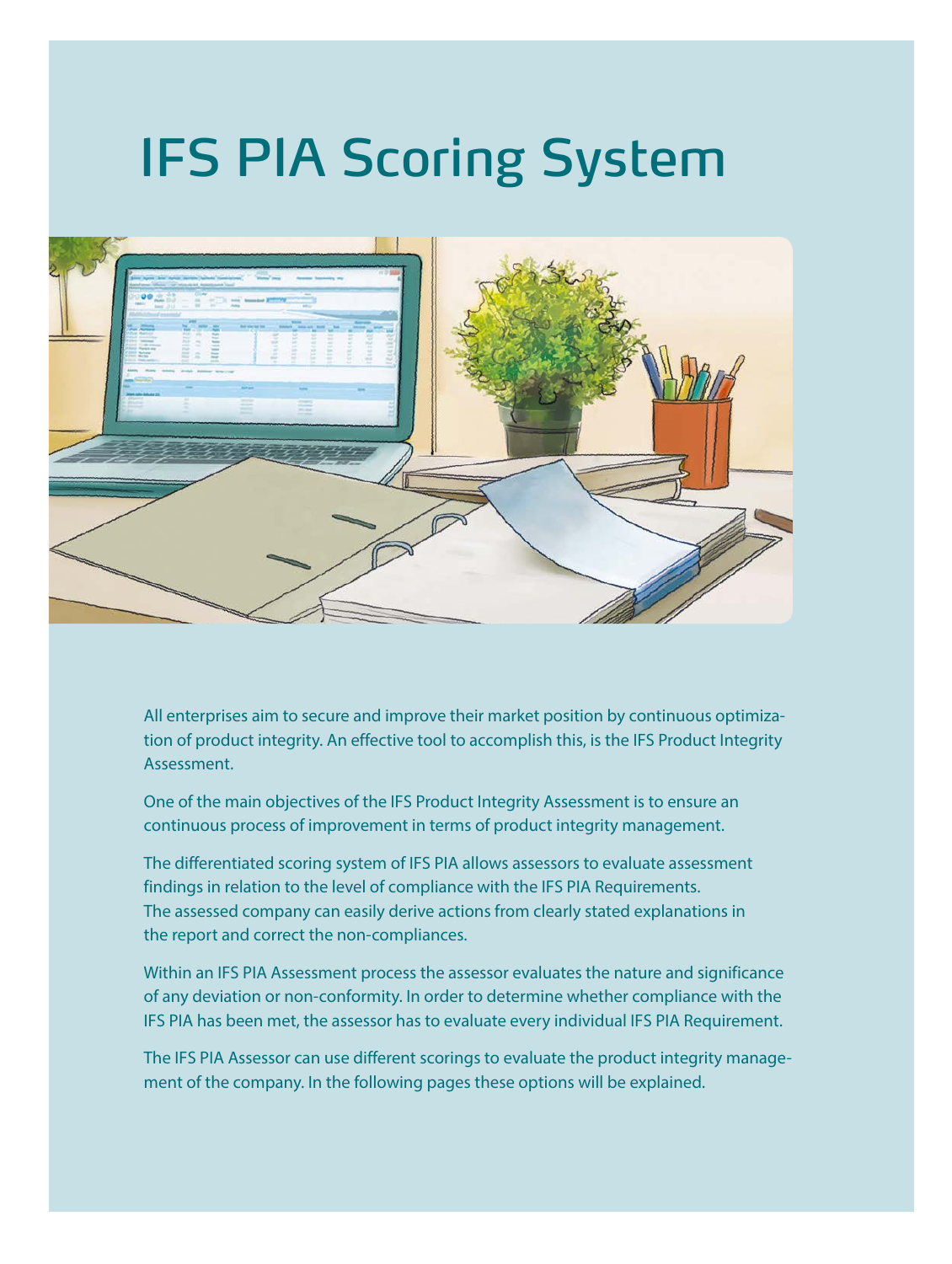# IFS PIA Scoring System

All enterprises aim to secure and improve their market position by continuous optimization of product integrity. An effective tool to accomplish this, is the IFS Product Integrity Assessment.

One of the main objectives of the IFS Product Integrity Assessment is to ensure an continuous process of improvement in terms of product integrity management.

The differentiated scoring system of IFS PIA allows assessors to evaluate assessment findings in relation to the level of compliance with the IFS PIA Requirements. The assessed company can easily derive actions from clearly stated explanations in the report and correct the non-compliances.

Within an IFS PIA Assessment process the assessor evaluates the nature and significance of any deviation or non-conformity. In order to determine whether compliance with the IFS PIA has been met, the assessor has to evaluate every individual IFS PIA Requirement.

The IFS PIA Assessor can use different scorings to evaluate the product integrity management of the company. In the following pages these options will be explained.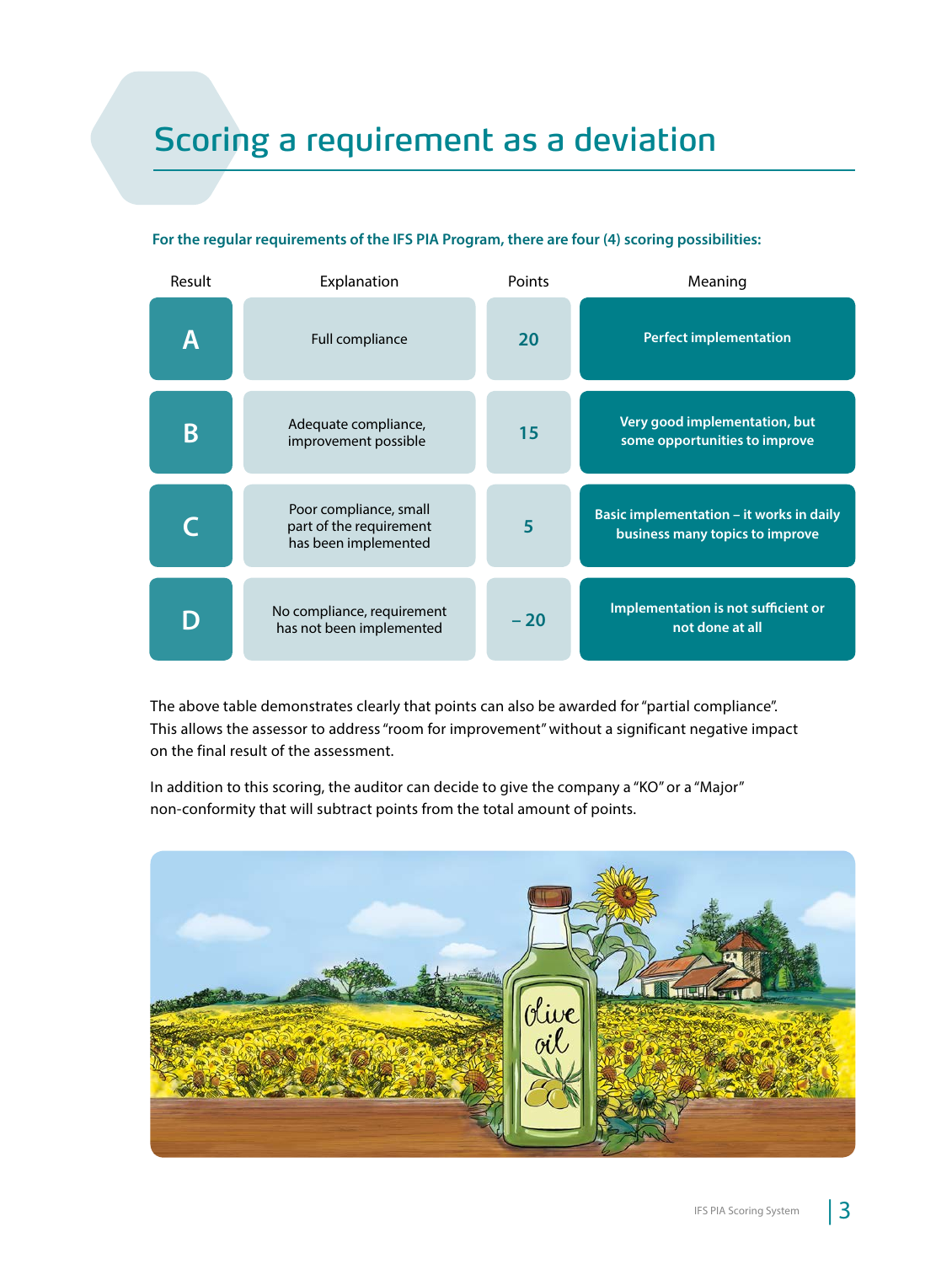# Scoring a requirement as a deviation

**For the regular requirements of the IFS PIA Program, there are four (4) scoring possibilities:**

| Result | Explanation | Points | Meaning |
| --- | --- | --- | --- |
| A | Full compliance | 20 | Perfect implementation |
| B | Adequate compliance, improvement possible | 15 | Very good implementation, but some opportunities to improve |
| C | Poor compliance, small part of the requirement has been implemented | 5 | Basic implementation – it works in daily business many topics to improve |
| D | No compliance, requirement has not been implemented | – 20 | Implementation is not sufficient or not done at all |

The above table demonstrates clearly that points can also be awarded for "partial compliance". This allows the assessor to address "room for improvement" without a significant negative impact on the final result of the assessment.

In addition to this scoring, the auditor can decide to give the company a "KO" or a "Major" non-conformity that will subtract points from the total amount of points.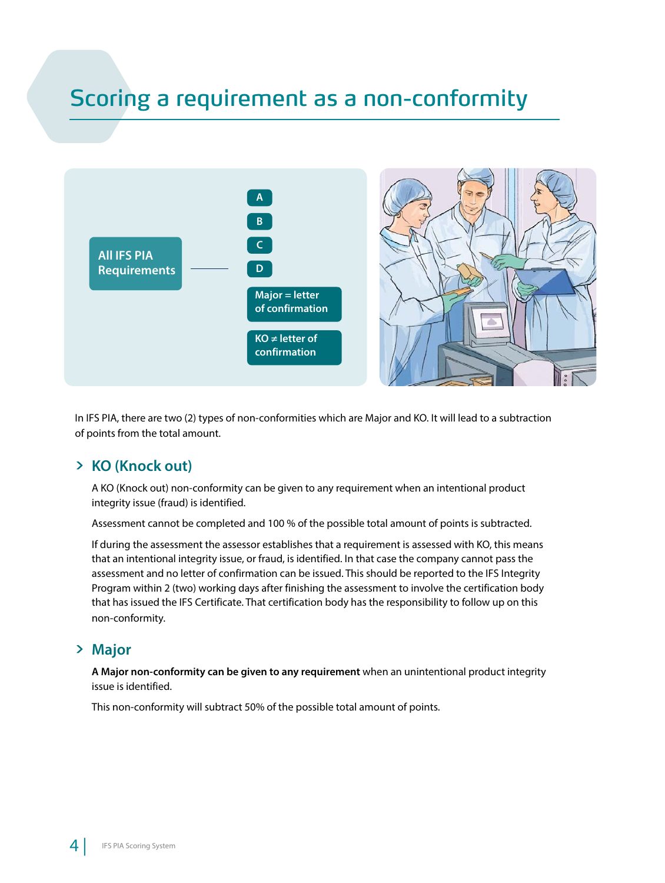# Scoring a requirement as a non-conformity

All IFS PIA Requirements

- A
- B
- C
- D
- Major = letter of confirmation
- KO ≠ letter of confirmation

In IFS PIA, there are two (2) types of non-conformities which are Major and KO. It will lead to a subtraction of points from the total amount.

## KO (Knock out)

A KO (Knock out) non-conformity can be given to any requirement when an intentional product integrity issue (fraud) is identified.

Assessment cannot be completed and 100 % of the possible total amount of points is subtracted.

If during the assessment the assessor establishes that a requirement is assessed with KO, this means that an intentional integrity issue, or fraud, is identified. In that case the company cannot pass the assessment and no letter of confirmation can be issued. This should be reported to the IFS Integrity Program within 2 (two) working days after finishing the assessment to involve the certification body that has issued the IFS Certificate. That certification body has the responsibility to follow up on this non-conformity.

## Major

**A Major non-conformity can be given to any requirement** when an unintentional product integrity issue is identified.

This non-conformity will subtract 50% of the possible total amount of points.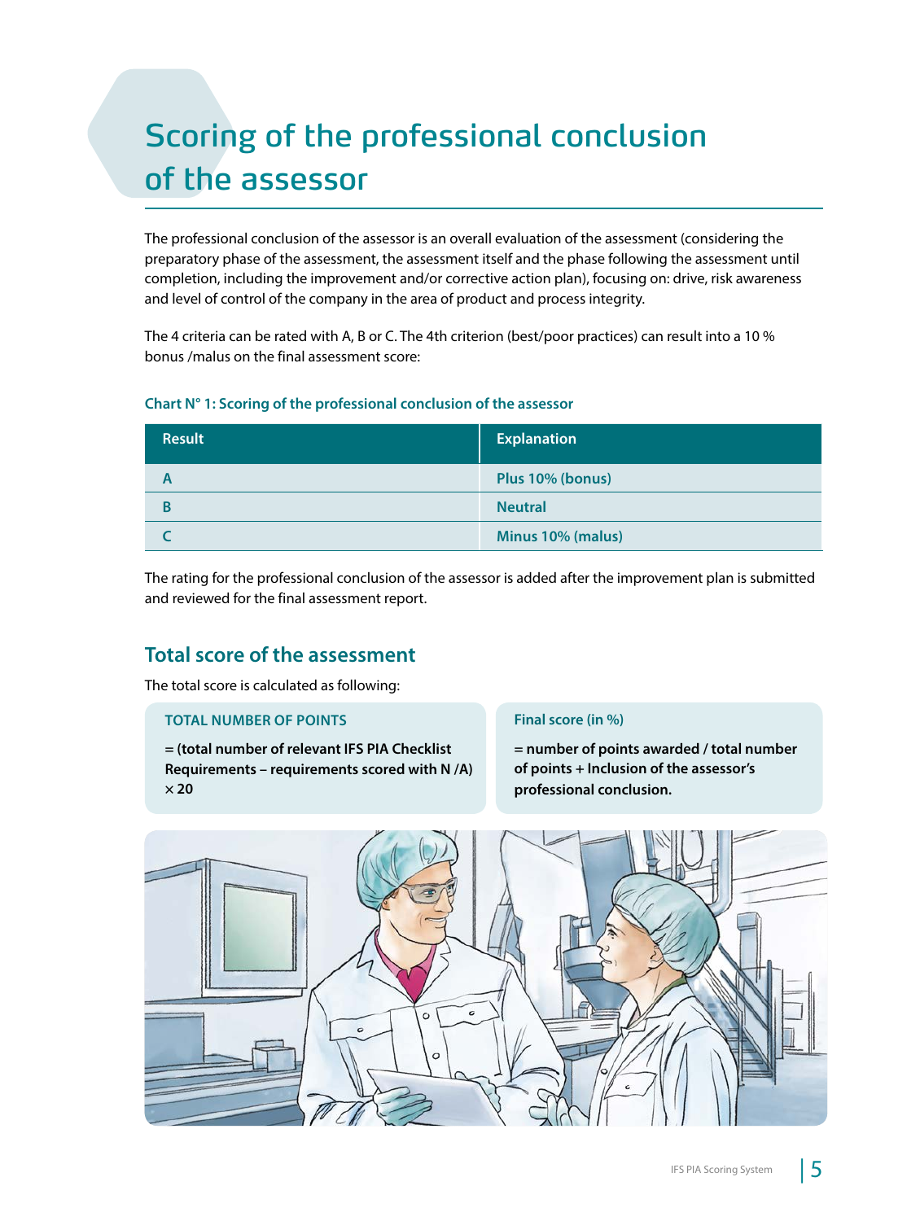# Scoring of the professional conclusion of the assessor

The professional conclusion of the assessor is an overall evaluation of the assessment (considering the preparatory phase of the assessment, the assessment itself and the phase following the assessment until completion, including the improvement and/or corrective action plan), focusing on: drive, risk awareness and level of control of the company in the area of product and process integrity.

The 4 criteria can be rated with A, B or C. The 4th criterion (best/poor practices) can result into a 10 % bonus /malus on the final assessment score:

**Chart N° 1: Scoring of the professional conclusion of the assessor**

| Result | Explanation |
|---|---|
| A | Plus 10% (bonus) |
| B | Neutral |
| C | Minus 10% (malus) |

The rating for the professional conclusion of the assessor is added after the improvement plan is submitted and reviewed for the final assessment report.

## Total score of the assessment

The total score is calculated as following:

**TOTAL NUMBER OF POINTS**

**= (total number of relevant IFS PIA Checklist Requirements – requirements scored with N /A) × 20**

**Final score (in %)**

**= number of points awarded / total number of points + Inclusion of the assessor's professional conclusion.**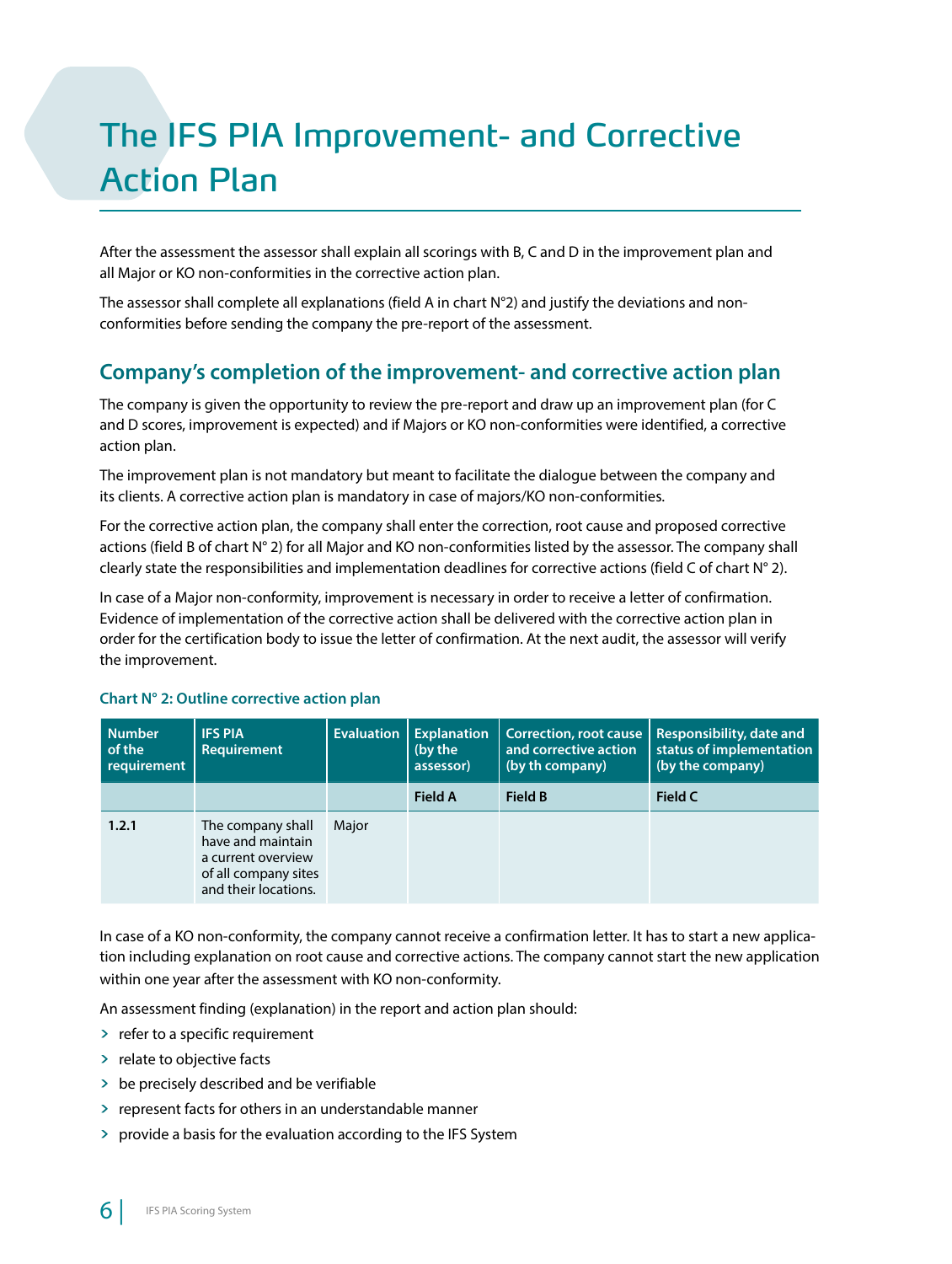# The IFS PIA Improvement- and Corrective Action Plan

After the assessment the assessor shall explain all scorings with B, C and D in the improvement plan and all Major or KO non-conformities in the corrective action plan.

The assessor shall complete all explanations (field A in chart N°2) and justify the deviations and non-conformities before sending the company the pre-report of the assessment.

## Company's completion of the improvement- and corrective action plan

The company is given the opportunity to review the pre-report and draw up an improvement plan (for C and D scores, improvement is expected) and if Majors or KO non-conformities were identified, a corrective action plan.

The improvement plan is not mandatory but meant to facilitate the dialogue between the company and its clients. A corrective action plan is mandatory in case of majors/KO non-conformities.

For the corrective action plan, the company shall enter the correction, root cause and proposed corrective actions (field B of chart N° 2) for all Major and KO non-conformities listed by the assessor. The company shall clearly state the responsibilities and implementation deadlines for corrective actions (field C of chart N° 2).

In case of a Major non-conformity, improvement is necessary in order to receive a letter of confirmation. Evidence of implementation of the corrective action shall be delivered with the corrective action plan in order for the certification body to issue the letter of confirmation. At the next audit, the assessor will verify the improvement.

**Chart N° 2: Outline corrective action plan**

| Number of the requirement | IFS PIA Requirement | Evaluation | Explanation (by the assessor) | Correction, root cause and corrective action (by th company) | Responsibility, date and status of implementation (by the company) |
|---|---|---|---|---|---|
| | | | **Field A** | **Field B** | **Field C** |
| **1.2.1** | The company shall have and maintain a current overview of all company sites and their locations. | Major | | | |

In case of a KO non-conformity, the company cannot receive a confirmation letter. It has to start a new application including explanation on root cause and corrective actions. The company cannot start the new application within one year after the assessment with KO non-conformity.

An assessment finding (explanation) in the report and action plan should:

- refer to a specific requirement
- relate to objective facts
- be precisely described and be verifiable
- represent facts for others in an understandable manner
- provide a basis for the evaluation according to the IFS System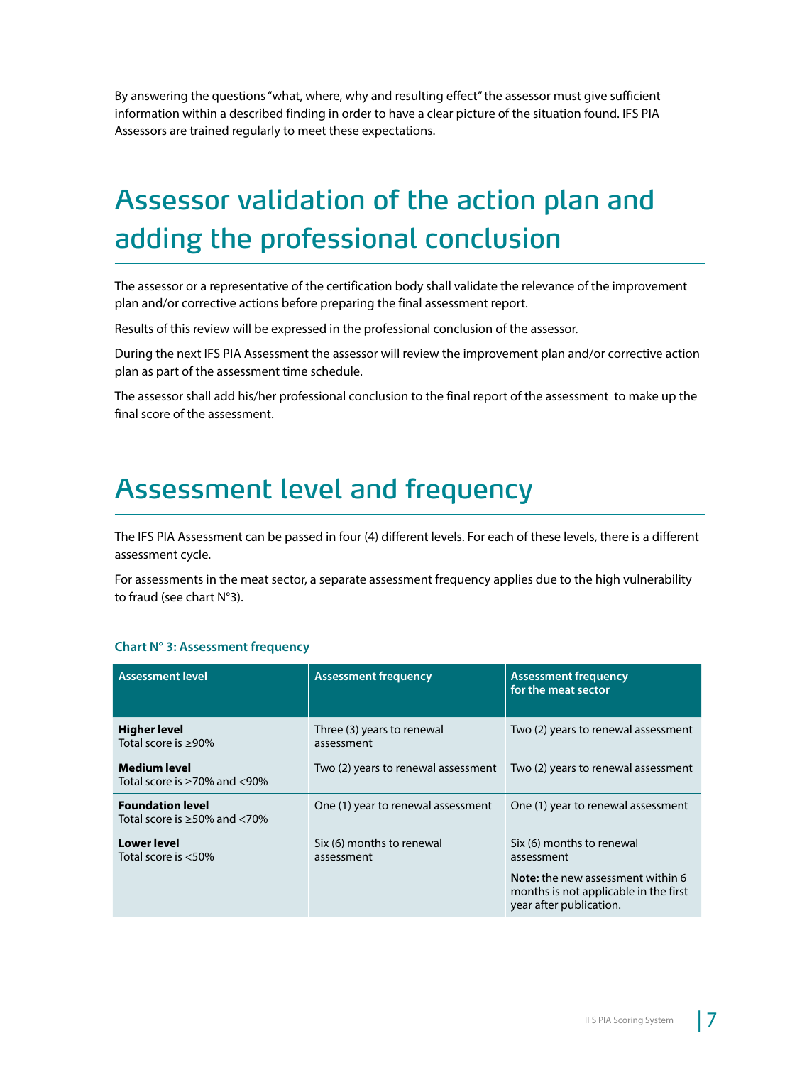By answering the questions "what, where, why and resulting effect" the assessor must give sufficient information within a described finding in order to have a clear picture of the situation found. IFS PIA Assessors are trained regularly to meet these expectations.

# Assessor validation of the action plan and adding the professional conclusion

The assessor or a representative of the certification body shall validate the relevance of the improvement plan and/or corrective actions before preparing the final assessment report.

Results of this review will be expressed in the professional conclusion of the assessor.

During the next IFS PIA Assessment the assessor will review the improvement plan and/or corrective action plan as part of the assessment time schedule.

The assessor shall add his/her professional conclusion to the final report of the assessment to make up the final score of the assessment.

# Assessment level and frequency

The IFS PIA Assessment can be passed in four (4) different levels. For each of these levels, there is a different assessment cycle.

For assessments in the meat sector, a separate assessment frequency applies due to the high vulnerability to fraud (see chart N°3).

**Chart N° 3: Assessment frequency**

| Assessment level | Assessment frequency | Assessment frequency for the meat sector |
|---|---|---|
| **Higher level** Total score is ≥90% | Three (3) years to renewal assessment | Two (2) years to renewal assessment |
| **Medium level** Total score is ≥70% and <90% | Two (2) years to renewal assessment | Two (2) years to renewal assessment |
| **Foundation level** Total score is ≥50% and <70% | One (1) year to renewal assessment | One (1) year to renewal assessment |
| **Lower level** Total score is <50% | Six (6) months to renewal assessment | Six (6) months to renewal assessment **Note:** the new assessment within 6 months is not applicable in the first year after publication. |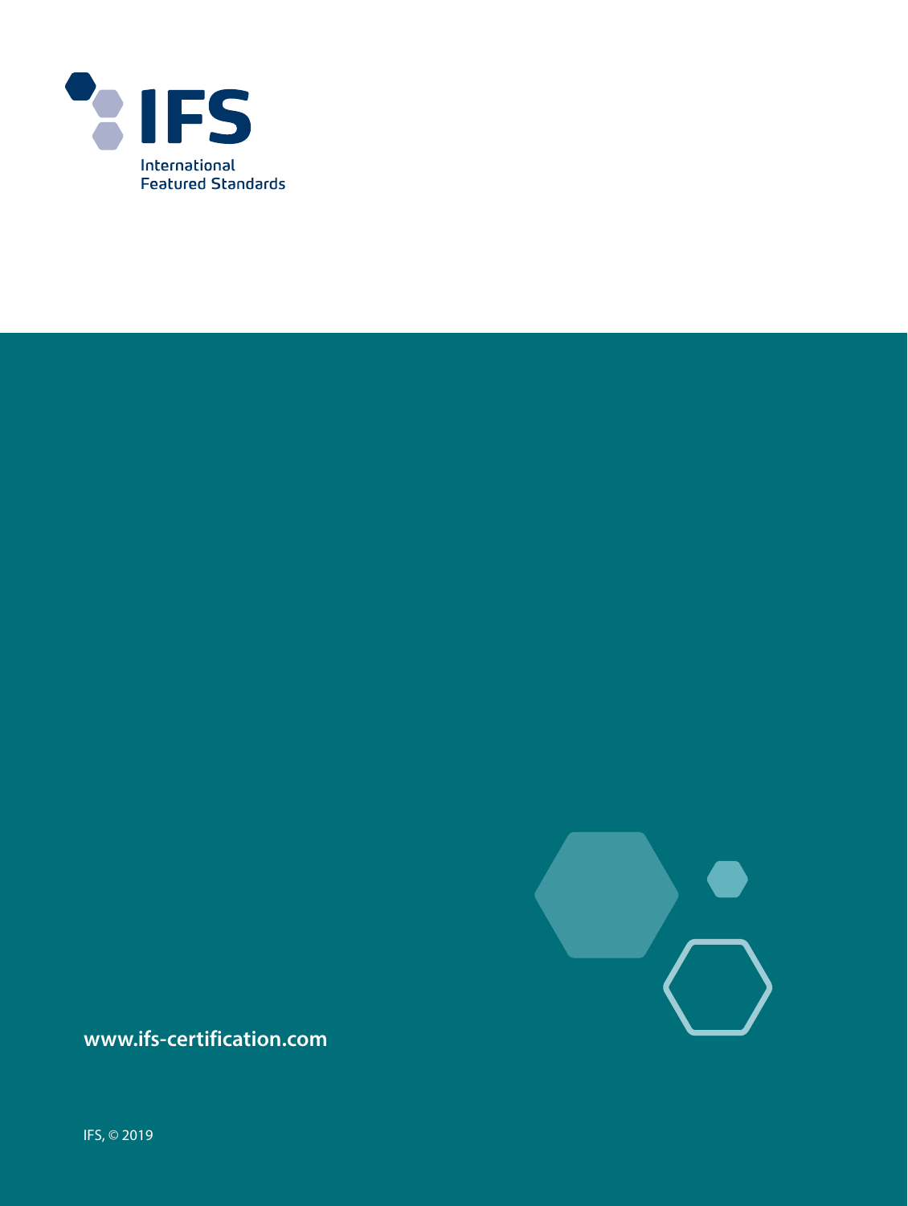IFS

International
Featured Standards

**www.ifs-certification.com**

IFS, © 2019